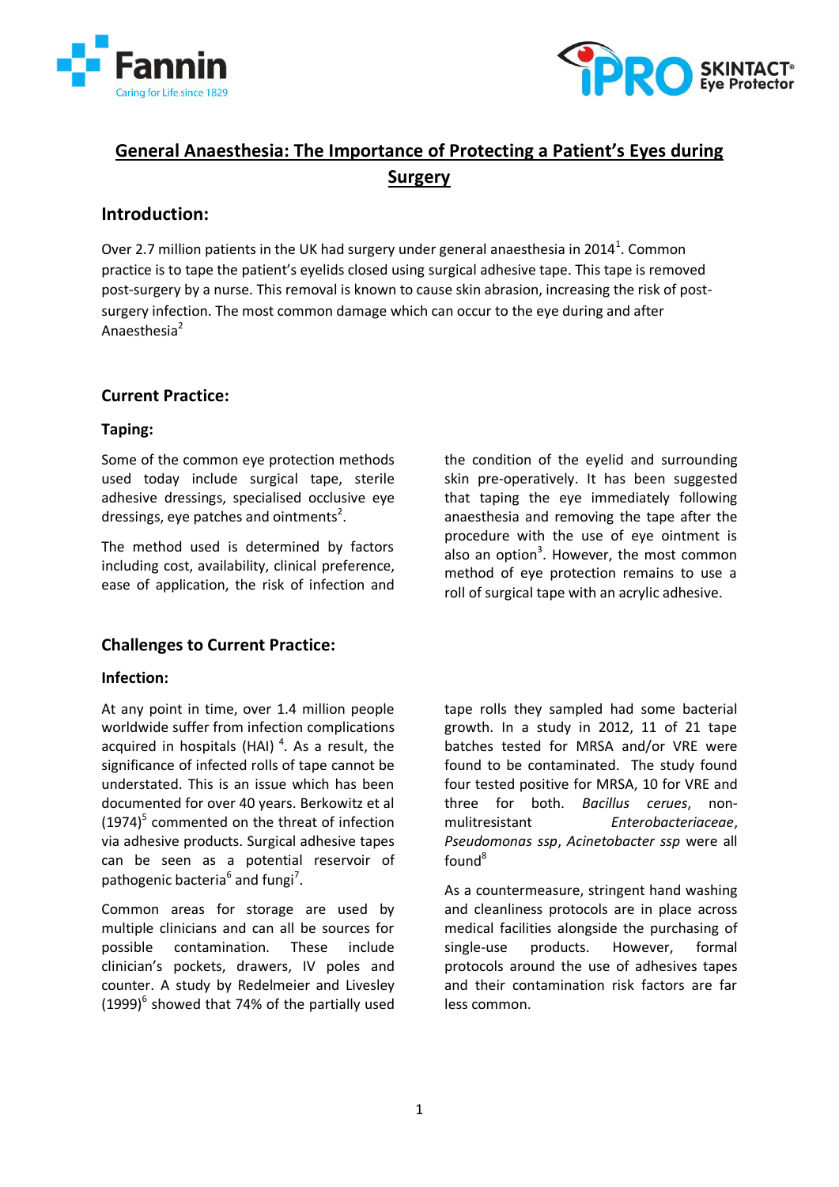# General Anaesthesia: The Importance of Protecting a Patient's Eyes during Surgery

## Introduction:

Over 2.7 million patients in the UK had surgery under general anaesthesia in 2014[1]. Common practice is to tape the patient's eyelids closed using surgical adhesive tape. This tape is removed post-surgery by a nurse. This removal is known to cause skin abrasion, increasing the risk of post-surgery infection. The most common damage which can occur to the eye during and after Anaesthesia[2]

## Current Practice:

### Taping:

Some of the common eye protection methods used today include surgical tape, sterile adhesive dressings, specialised occlusive eye dressings, eye patches and ointments[2].

The method used is determined by factors including cost, availability, clinical preference, ease of application, the risk of infection and the condition of the eyelid and surrounding skin pre-operatively. It has been suggested that taping the eye immediately following anaesthesia and removing the tape after the procedure with the use of eye ointment is also an option[3]. However, the most common method of eye protection remains to use a roll of surgical tape with an acrylic adhesive.

## Challenges to Current Practice:

### Infection:

At any point in time, over 1.4 million people worldwide suffer from infection complications acquired in hospitals (HAI) [4]. As a result, the significance of infected rolls of tape cannot be understated. This is an issue which has been documented for over 40 years. Berkowitz et al (1974)[5] commented on the threat of infection via adhesive products. Surgical adhesive tapes can be seen as a potential reservoir of pathogenic bacteria[6] and fungi[7].

Common areas for storage are used by multiple clinicians and can all be sources for possible contamination. These include clinician's pockets, drawers, IV poles and counter. A study by Redelmeier and Livesley (1999)[6] showed that 74% of the partially used tape rolls they sampled had some bacterial growth. In a study in 2012, 11 of 21 tape batches tested for MRSA and/or VRE were found to be contaminated. The study found four tested positive for MRSA, 10 for VRE and three for both. *Bacillus cerues*, non-mulitresistant *Enterobacteriaceae*, *Pseudomonas ssp*, *Acinetobacter ssp* were all found[8]

As a countermeasure, stringent hand washing and cleanliness protocols are in place across medical facilities alongside the purchasing of single-use products. However, formal protocols around the use of adhesives tapes and their contamination risk factors are far less common.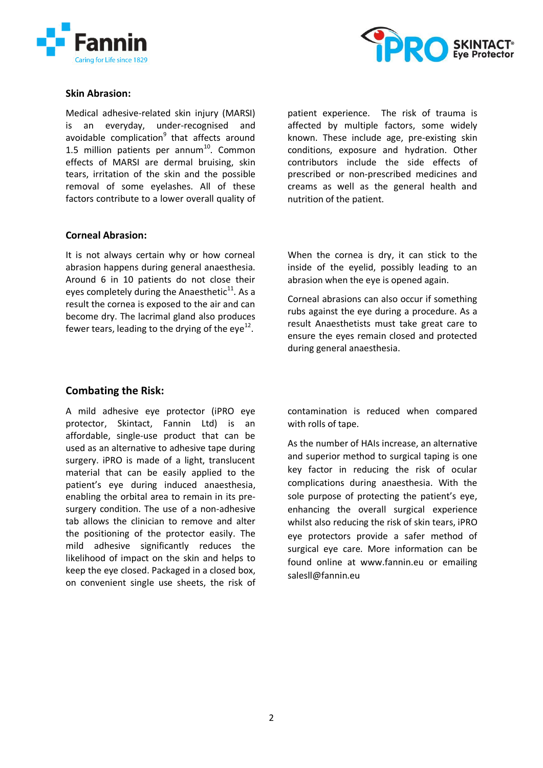### Skin Abrasion:

Medical adhesive-related skin injury (MARSI) is an everyday, under-recognised and avoidable complication[9] that affects around 1.5 million patients per annum[10]. Common effects of MARSI are dermal bruising, skin tears, irritation of the skin and the possible removal of some eyelashes. All of these factors contribute to a lower overall quality of patient experience. The risk of trauma is affected by multiple factors, some widely known. These include age, pre-existing skin conditions, exposure and hydration. Other contributors include the side effects of prescribed or non-prescribed medicines and creams as well as the general health and nutrition of the patient.

### Corneal Abrasion:

It is not always certain why or how corneal abrasion happens during general anaesthesia. Around 6 in 10 patients do not close their eyes completely during the Anaesthetic[11]. As a result the cornea is exposed to the air and can become dry. The lacrimal gland also produces fewer tears, leading to the drying of the eye[12].

When the cornea is dry, it can stick to the inside of the eyelid, possibly leading to an abrasion when the eye is opened again.

Corneal abrasions can also occur if something rubs against the eye during a procedure. As a result Anaesthetists must take great care to ensure the eyes remain closed and protected during general anaesthesia.

### Combating the Risk:

A mild adhesive eye protector (iPRO eye protector, Skintact, Fannin Ltd) is an affordable, single-use product that can be used as an alternative to adhesive tape during surgery. iPRO is made of a light, translucent material that can be easily applied to the patient's eye during induced anaesthesia, enabling the orbital area to remain in its pre-surgery condition. The use of a non-adhesive tab allows the clinician to remove and alter the positioning of the protector easily. The mild adhesive significantly reduces the likelihood of impact on the skin and helps to keep the eye closed. Packaged in a closed box, on convenient single use sheets, the risk of contamination is reduced when compared with rolls of tape.

As the number of HAIs increase, an alternative and superior method to surgical taping is one key factor in reducing the risk of ocular complications during anaesthesia. With the sole purpose of protecting the patient's eye, enhancing the overall surgical experience whilst also reducing the risk of skin tears, iPRO eye protectors provide a safer method of surgical eye care. More information can be found online at www.fannin.eu or emailing salesll@fannin.eu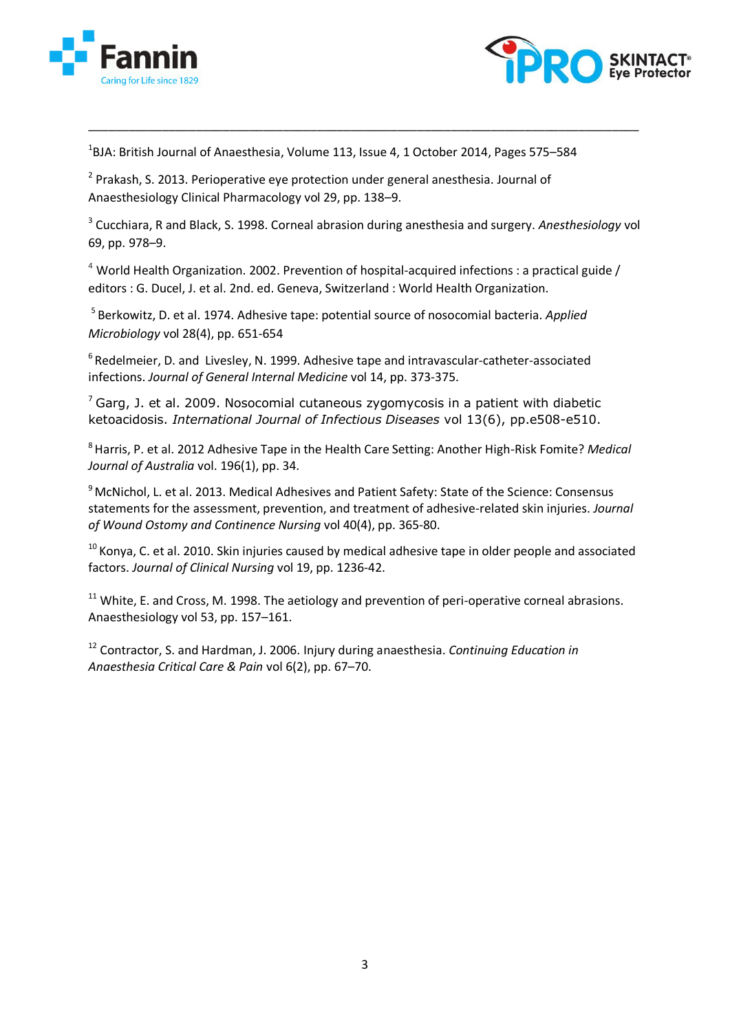[1]BJA: British Journal of Anaesthesia, Volume 113, Issue 4, 1 October 2014, Pages 575–584

[2] Prakash, S. 2013. Perioperative eye protection under general anesthesia. Journal of Anaesthesiology Clinical Pharmacology vol 29, pp. 138–9.

[3] Cucchiara, R and Black, S. 1998. Corneal abrasion during anesthesia and surgery. *Anesthesiology* vol 69, pp. 978–9.

[4] World Health Organization. 2002. Prevention of hospital-acquired infections : a practical guide / editors : G. Ducel, J. et al. 2nd. ed. Geneva, Switzerland : World Health Organization.

[5] Berkowitz, D. et al. 1974. Adhesive tape: potential source of nosocomial bacteria. *Applied Microbiology* vol 28(4), pp. 651-654

[6] Redelmeier, D. and Livesley, N. 1999. Adhesive tape and intravascular-catheter-associated infections. *Journal of General Internal Medicine* vol 14, pp. 373-375.

[7] Garg, J. et al. 2009. Nosocomial cutaneous zygomycosis in a patient with diabetic ketoacidosis. *International Journal of Infectious Diseases* vol 13(6), pp.e508-e510.

[8] Harris, P. et al. 2012 Adhesive Tape in the Health Care Setting: Another High-Risk Fomite? *Medical Journal of Australia* vol. 196(1), pp. 34.

[9] McNichol, L. et al. 2013. Medical Adhesives and Patient Safety: State of the Science: Consensus statements for the assessment, prevention, and treatment of adhesive-related skin injuries. *Journal of Wound Ostomy and Continence Nursing* vol 40(4), pp. 365-80.

[10] Konya, C. et al. 2010. Skin injuries caused by medical adhesive tape in older people and associated factors. *Journal of Clinical Nursing* vol 19, pp. 1236-42.

[11] White, E. and Cross, M. 1998. The aetiology and prevention of peri-operative corneal abrasions. Anaesthesiology vol 53, pp. 157–161.

[12] Contractor, S. and Hardman, J. 2006. Injury during anaesthesia. *Continuing Education in Anaesthesia Critical Care & Pain* vol 6(2), pp. 67–70.